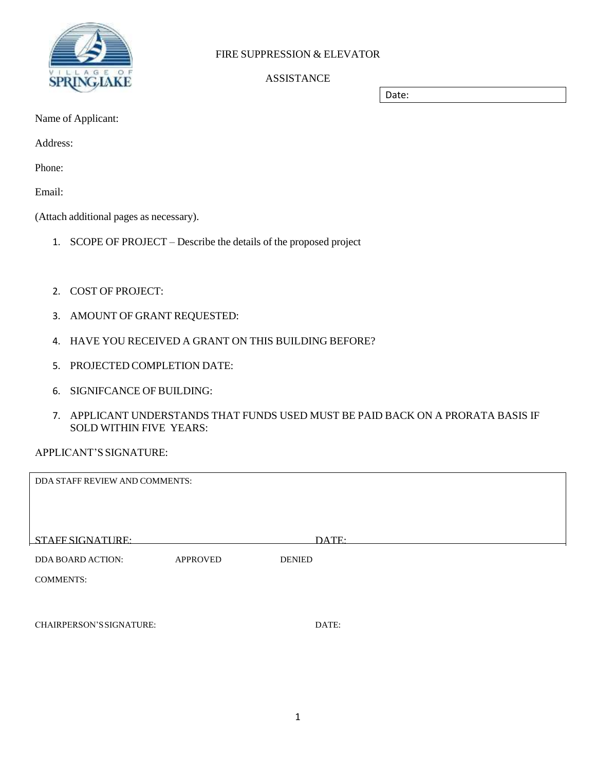# FIRE SUPPRESSION & ELEVATOR ASSISTANCE

Date:

Name of Applicant:

Address:

Phone:

Email:

(Attach additional pages as necessary).

1. SCOPE OF PROJECT – Describe the details of the proposed project

2. COST OF PROJECT:

3. AMOUNT OF GRANT REQUESTED:

4. HAVE YOU RECEIVED A GRANT ON THIS BUILDING BEFORE?

5. PROJECTED COMPLETION DATE:

6. SIGNIFCANCE OF BUILDING:

7. APPLICANT UNDERSTANDS THAT FUNDS USED MUST BE PAID BACK ON A PRORATA BASIS IF SOLD WITHIN FIVE YEARS:

APPLICANT'S SIGNATURE:

---

DDA STAFF REVIEW AND COMMENTS:

STAFF SIGNATURE: DATE:

---

DDA BOARD ACTION: APPROVED DENIED

COMMENTS:

CHAIRPERSON'S SIGNATURE: DATE: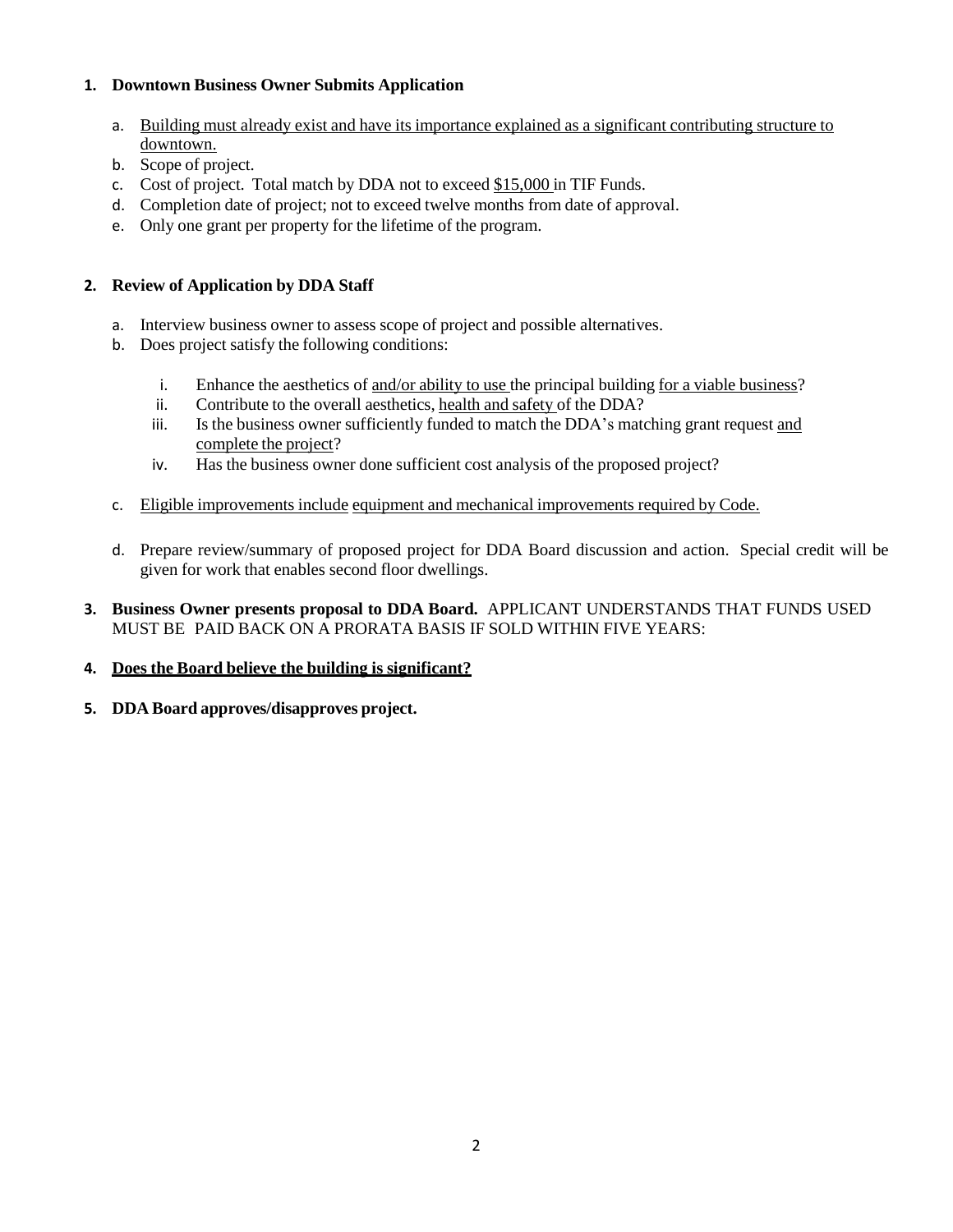1. **Downtown Business Owner Submits Application**

   a. Building must already exist and have its importance explained as a significant contributing structure to downtown.
   b. Scope of project.
   c. Cost of project. Total match by DDA not to exceed $15,000 in TIF Funds.
   d. Completion date of project; not to exceed twelve months from date of approval.
   e. Only one grant per property for the lifetime of the program.

2. **Review of Application by DDA Staff**

   a. Interview business owner to assess scope of project and possible alternatives.
   b. Does project satisfy the following conditions:

      i. Enhance the aesthetics of and/or ability to use the principal building for a viable business?
      ii. Contribute to the overall aesthetics, health and safety of the DDA?
      iii. Is the business owner sufficiently funded to match the DDA's matching grant request and complete the project?
      iv. Has the business owner done sufficient cost analysis of the proposed project?

   c. Eligible improvements include equipment and mechanical improvements required by Code.

   d. Prepare review/summary of proposed project for DDA Board discussion and action. Special credit will be given for work that enables second floor dwellings.

3. **Business Owner presents proposal to DDA Board.** APPLICANT UNDERSTANDS THAT FUNDS USED MUST BE PAID BACK ON A PRORATA BASIS IF SOLD WITHIN FIVE YEARS:

4. **Does the Board believe the building is significant?**

5. **DDA Board approves/disapproves project.**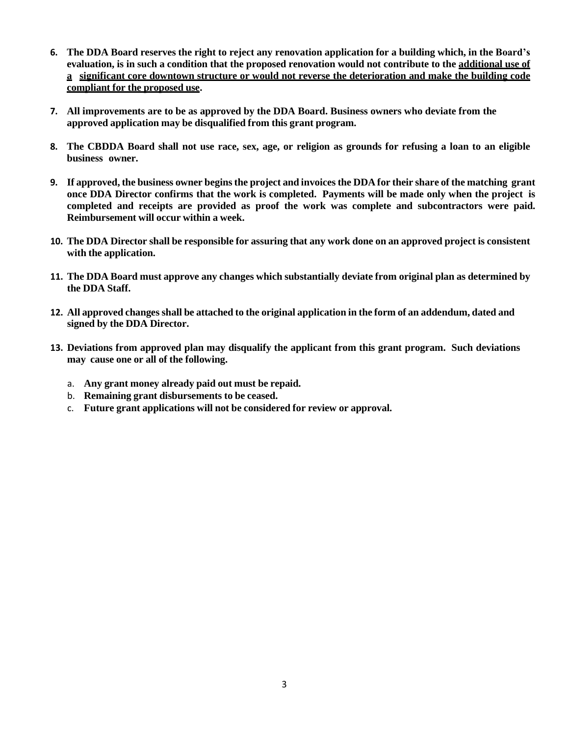6. **The DDA Board reserves the right to reject any renovation application for a building which, in the Board's evaluation, is in such a condition that the proposed renovation would not contribute to the <u>additional use of a significant core downtown structure or would not reverse the deterioration and make the building code compliant for the proposed use</u>.**

7. **All improvements are to be as approved by the DDA Board. Business owners who deviate from the approved application may be disqualified from this grant program.**

8. **The CBDDA Board shall not use race, sex, age, or religion as grounds for refusing a loan to an eligible business owner.**

9. **If approved, the business owner begins the project and invoices the DDA for their share of the matching grant once DDA Director confirms that the work is completed. Payments will be made only when the project is completed and receipts are provided as proof the work was complete and subcontractors were paid. Reimbursement will occur within a week.**

10. **The DDA Director shall be responsible for assuring that any work done on an approved project is consistent with the application.**

11. **The DDA Board must approve any changes which substantially deviate from original plan as determined by the DDA Staff.**

12. **All approved changes shall be attached to the original application in the form of an addendum, dated and signed by the DDA Director.**

13. **Deviations from approved plan may disqualify the applicant from this grant program. Such deviations may cause one or all of the following.**

    a. **Any grant money already paid out must be repaid.**
    b. **Remaining grant disbursements to be ceased.**
    c. **Future grant applications will not be considered for review or approval.**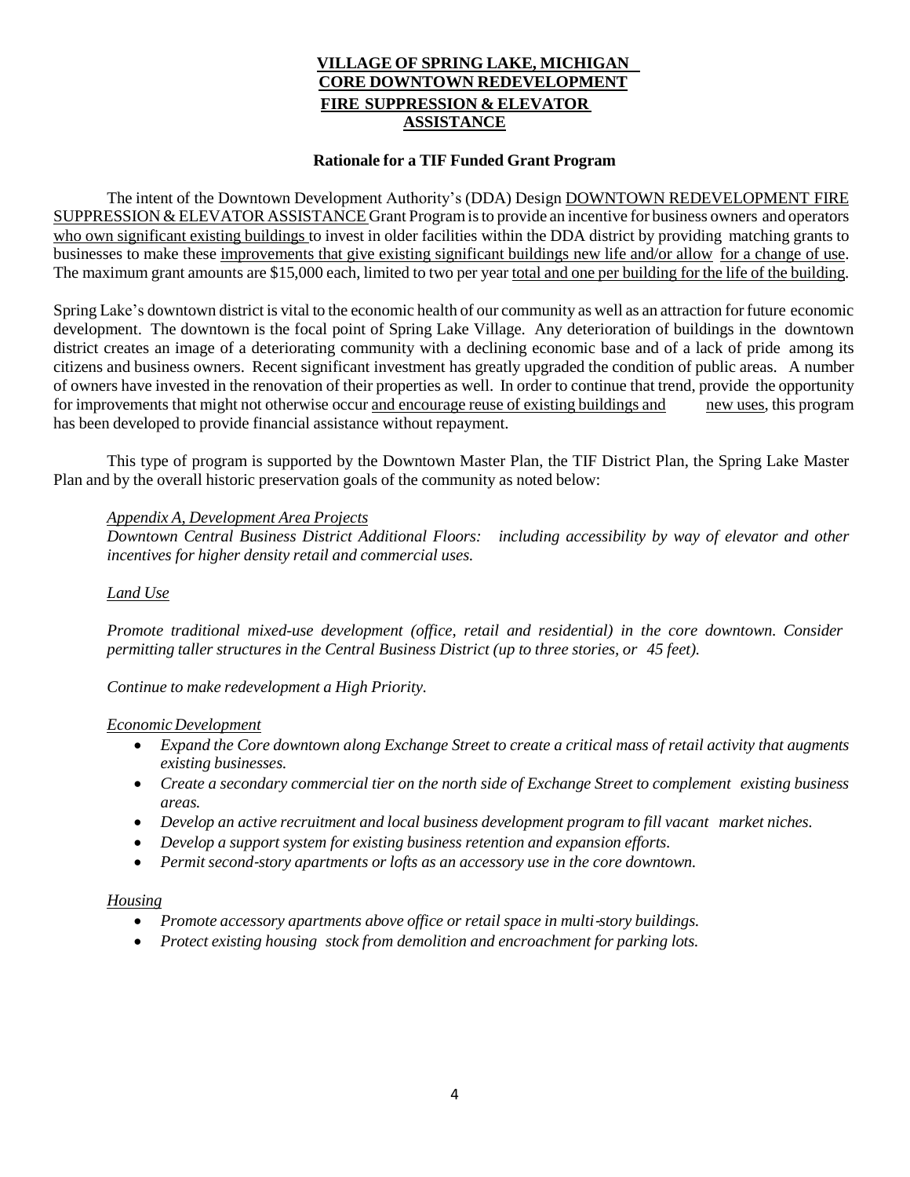# VILLAGE OF SPRING LAKE, MICHIGAN
# CORE DOWNTOWN REDEVELOPMENT
# FIRE SUPPRESSION & ELEVATOR ASSISTANCE

## Rationale for a TIF Funded Grant Program

The intent of the Downtown Development Authority's (DDA) Design DOWNTOWN REDEVELOPMENT FIRE SUPPRESSION & ELEVATOR ASSISTANCE Grant Program is to provide an incentive for business owners and operators who own significant existing buildings to invest in older facilities within the DDA district by providing matching grants to businesses to make these improvements that give existing significant buildings new life and/or allow for a change of use. The maximum grant amounts are $15,000 each, limited to two per year total and one per building for the life of the building.

Spring Lake's downtown district is vital to the economic health of our community as well as an attraction for future economic development. The downtown is the focal point of Spring Lake Village. Any deterioration of buildings in the downtown district creates an image of a deteriorating community with a declining economic base and of a lack of pride among its citizens and business owners. Recent significant investment has greatly upgraded the condition of public areas. A number of owners have invested in the renovation of their properties as well. In order to continue that trend, provide the opportunity for improvements that might not otherwise occur and encourage reuse of existing buildings and new uses, this program has been developed to provide financial assistance without repayment.

This type of program is supported by the Downtown Master Plan, the TIF District Plan, the Spring Lake Master Plan and by the overall historic preservation goals of the community as noted below:

*Appendix A, Development Area Projects*

*Downtown Central Business District Additional Floors: including accessibility by way of elevator and other incentives for higher density retail and commercial uses.*

*Land Use*

*Promote traditional mixed-use development (office, retail and residential) in the core downtown. Consider permitting taller structures in the Central Business District (up to three stories, or 45 feet).*

*Continue to make redevelopment a High Priority.*

*Economic Development*

- *Expand the Core downtown along Exchange Street to create a critical mass of retail activity that augments existing businesses.*
- *Create a secondary commercial tier on the north side of Exchange Street to complement existing business areas.*
- *Develop an active recruitment and local business development program to fill vacant market niches.*
- *Develop a support system for existing business retention and expansion efforts.*
- *Permit second-story apartments or lofts as an accessory use in the core downtown.*

*Housing*

- *Promote accessory apartments above office or retail space in multi-story buildings.*
- *Protect existing housing stock from demolition and encroachment for parking lots.*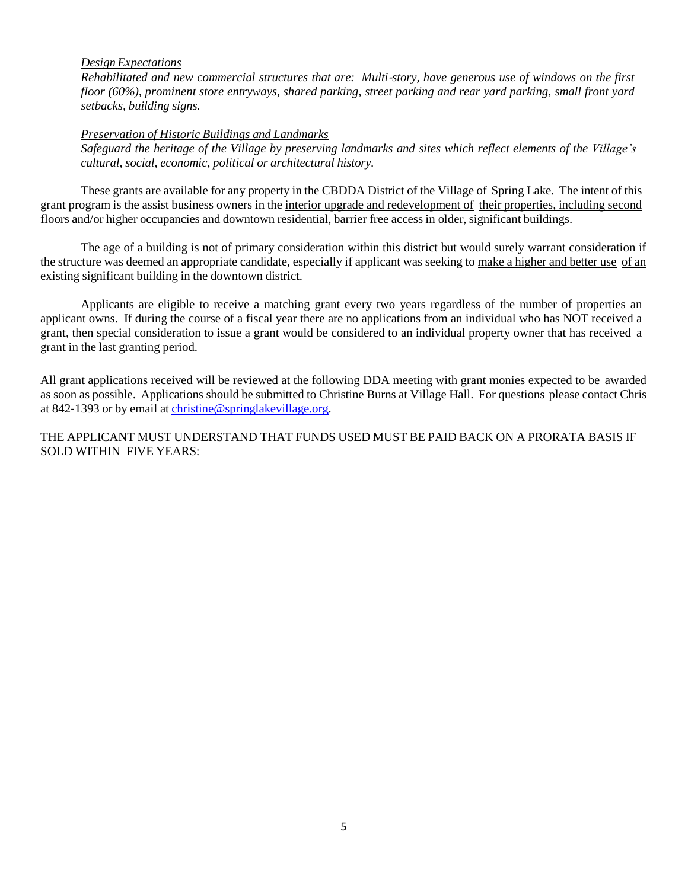*Design Expectations*

*Rehabilitated and new commercial structures that are: Multi-story, have generous use of windows on the first floor (60%), prominent store entryways, shared parking, street parking and rear yard parking, small front yard setbacks, building signs.*

*Preservation of Historic Buildings and Landmarks*

*Safeguard the heritage of the Village by preserving landmarks and sites which reflect elements of the Village's cultural, social, economic, political or architectural history.*

These grants are available for any property in the CBDDA District of the Village of Spring Lake. The intent of this grant program is the assist business owners in the interior upgrade and redevelopment of their properties, including second floors and/or higher occupancies and downtown residential, barrier free access in older, significant buildings.

The age of a building is not of primary consideration within this district but would surely warrant consideration if the structure was deemed an appropriate candidate, especially if applicant was seeking to make a higher and better use of an existing significant building in the downtown district.

Applicants are eligible to receive a matching grant every two years regardless of the number of properties an applicant owns. If during the course of a fiscal year there are no applications from an individual who has NOT received a grant, then special consideration to issue a grant would be considered to an individual property owner that has received a grant in the last granting period.

All grant applications received will be reviewed at the following DDA meeting with grant monies expected to be awarded as soon as possible. Applications should be submitted to Christine Burns at Village Hall. For questions please contact Chris at 842-1393 or by email at christine@springlakevillage.org.

THE APPLICANT MUST UNDERSTAND THAT FUNDS USED MUST BE PAID BACK ON A PRORATA BASIS IF SOLD WITHIN FIVE YEARS: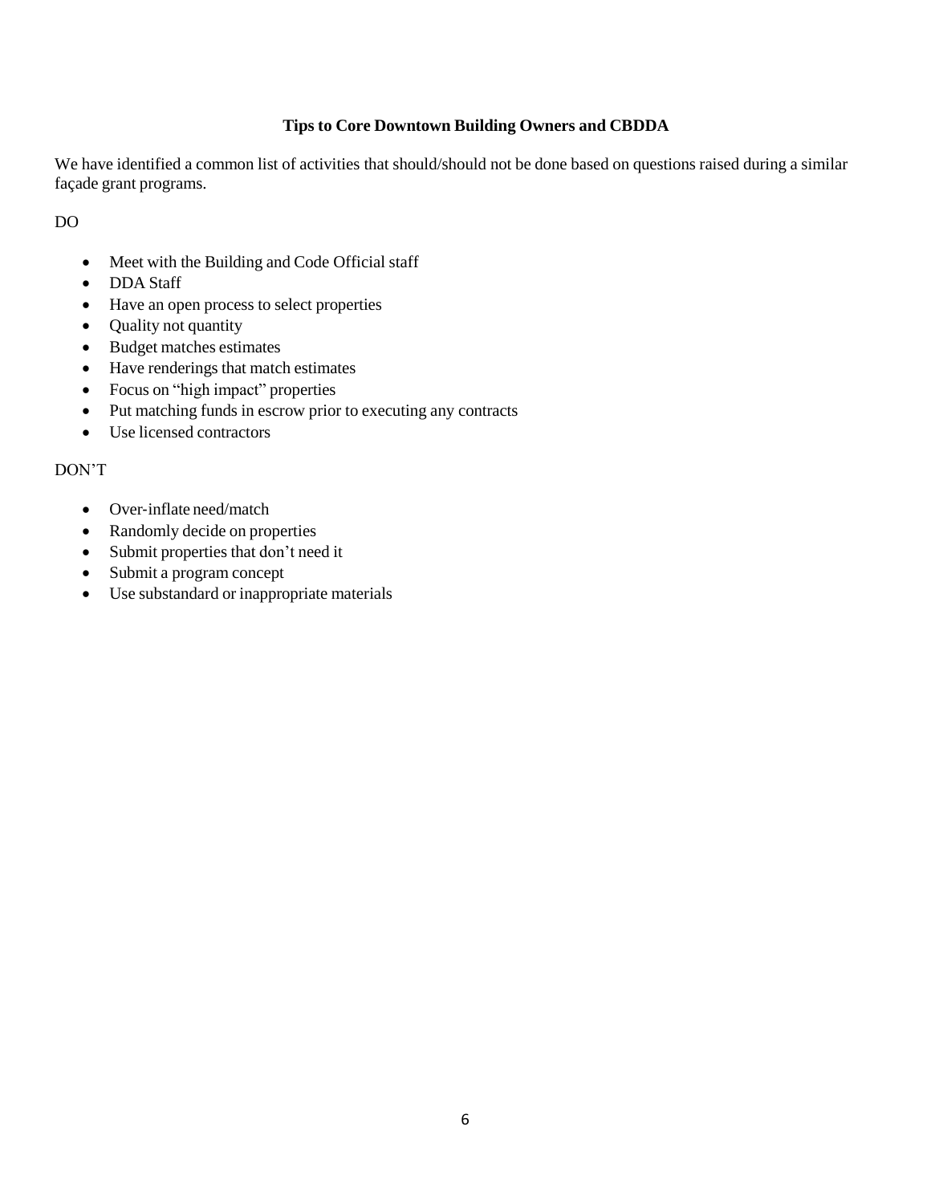**Tips to Core Downtown Building Owners and CBDDA**

We have identified a common list of activities that should/should not be done based on questions raised during a similar façade grant programs.

DO

- Meet with the Building and Code Official staff
- DDA Staff
- Have an open process to select properties
- Quality not quantity
- Budget matches estimates
- Have renderings that match estimates
- Focus on "high impact" properties
- Put matching funds in escrow prior to executing any contracts
- Use licensed contractors

DON'T

- Over-inflate need/match
- Randomly decide on properties
- Submit properties that don't need it
- Submit a program concept
- Use substandard or inappropriate materials